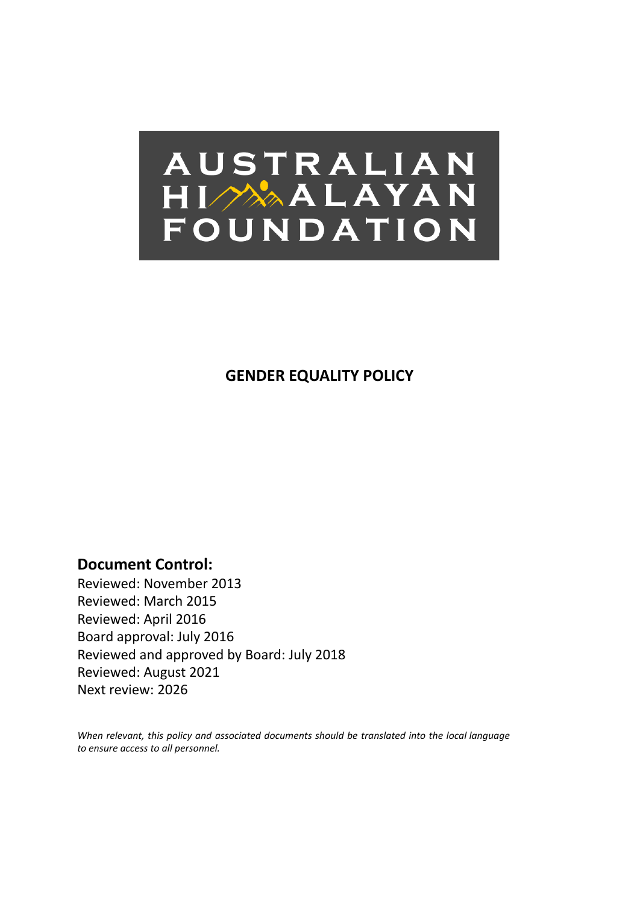AUSTRALIAN HIMALAYAN FOUNDATION

# GENDER EQUALITY POLICY

## Document Control:

Reviewed: November 2013
Reviewed: March 2015
Reviewed: April 2016
Board approval: July 2016
Reviewed and approved by Board: July 2018
Reviewed: August 2021
Next review: 2026

*When relevant, this policy and associated documents should be translated into the local language to ensure access to all personnel.*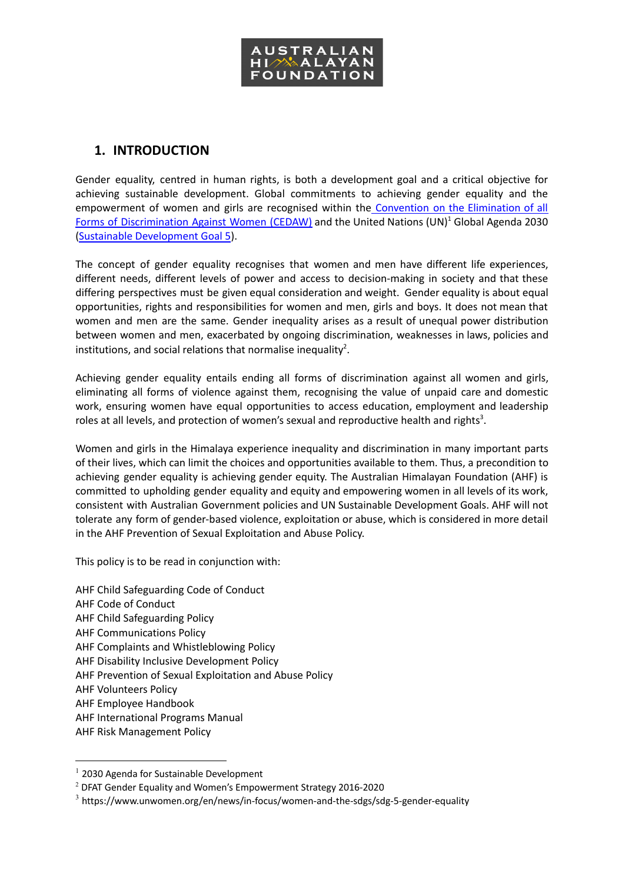## 1. INTRODUCTION

Gender equality, centred in human rights, is both a development goal and a critical objective for achieving sustainable development. Global commitments to achieving gender equality and the empowerment of women and girls are recognised within the Convention on the Elimination of all Forms of Discrimination Against Women (CEDAW) and the United Nations (UN)[1] Global Agenda 2030 (Sustainable Development Goal 5).

The concept of gender equality recognises that women and men have different life experiences, different needs, different levels of power and access to decision-making in society and that these differing perspectives must be given equal consideration and weight. Gender equality is about equal opportunities, rights and responsibilities for women and men, girls and boys. It does not mean that women and men are the same. Gender inequality arises as a result of unequal power distribution between women and men, exacerbated by ongoing discrimination, weaknesses in laws, policies and institutions, and social relations that normalise inequality[2].

Achieving gender equality entails ending all forms of discrimination against all women and girls, eliminating all forms of violence against them, recognising the value of unpaid care and domestic work, ensuring women have equal opportunities to access education, employment and leadership roles at all levels, and protection of women's sexual and reproductive health and rights[3].

Women and girls in the Himalaya experience inequality and discrimination in many important parts of their lives, which can limit the choices and opportunities available to them. Thus, a precondition to achieving gender equality is achieving gender equity. The Australian Himalayan Foundation (AHF) is committed to upholding gender equality and equity and empowering women in all levels of its work, consistent with Australian Government policies and UN Sustainable Development Goals. AHF will not tolerate any form of gender-based violence, exploitation or abuse, which is considered in more detail in the AHF Prevention of Sexual Exploitation and Abuse Policy.

This policy is to be read in conjunction with:

AHF Child Safeguarding Code of Conduct
AHF Code of Conduct
AHF Child Safeguarding Policy
AHF Communications Policy
AHF Complaints and Whistleblowing Policy
AHF Disability Inclusive Development Policy
AHF Prevention of Sexual Exploitation and Abuse Policy
AHF Volunteers Policy
AHF Employee Handbook
AHF International Programs Manual
AHF Risk Management Policy

---

[1] 2030 Agenda for Sustainable Development
[2] DFAT Gender Equality and Women's Empowerment Strategy 2016-2020
[3] https://www.unwomen.org/en/news/in-focus/women-and-the-sdgs/sdg-5-gender-equality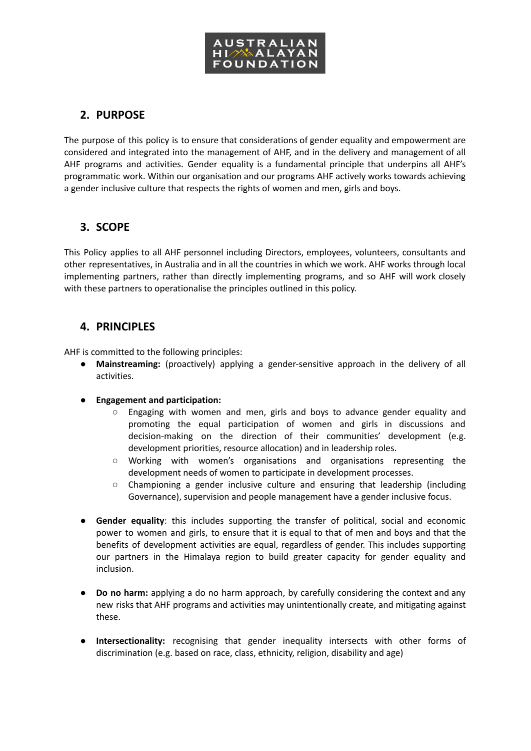## 2. PURPOSE

The purpose of this policy is to ensure that considerations of gender equality and empowerment are considered and integrated into the management of AHF, and in the delivery and management of all AHF programs and activities. Gender equality is a fundamental principle that underpins all AHF's programmatic work. Within our organisation and our programs AHF actively works towards achieving a gender inclusive culture that respects the rights of women and men, girls and boys.

## 3. SCOPE

This Policy applies to all AHF personnel including Directors, employees, volunteers, consultants and other representatives, in Australia and in all the countries in which we work. AHF works through local implementing partners, rather than directly implementing programs, and so AHF will work closely with these partners to operationalise the principles outlined in this policy.

## 4. PRINCIPLES

AHF is committed to the following principles:

- **Mainstreaming:** (proactively) applying a gender-sensitive approach in the delivery of all activities.
- **Engagement and participation:**
  - Engaging with women and men, girls and boys to advance gender equality and promoting the equal participation of women and girls in discussions and decision-making on the direction of their communities' development (e.g. development priorities, resource allocation) and in leadership roles.
  - Working with women's organisations and organisations representing the development needs of women to participate in development processes.
  - Championing a gender inclusive culture and ensuring that leadership (including Governance), supervision and people management have a gender inclusive focus.
- **Gender equality**: this includes supporting the transfer of political, social and economic power to women and girls, to ensure that it is equal to that of men and boys and that the benefits of development activities are equal, regardless of gender. This includes supporting our partners in the Himalaya region to build greater capacity for gender equality and inclusion.
- **Do no harm:** applying a do no harm approach, by carefully considering the context and any new risks that AHF programs and activities may unintentionally create, and mitigating against these.
- **Intersectionality:** recognising that gender inequality intersects with other forms of discrimination (e.g. based on race, class, ethnicity, religion, disability and age)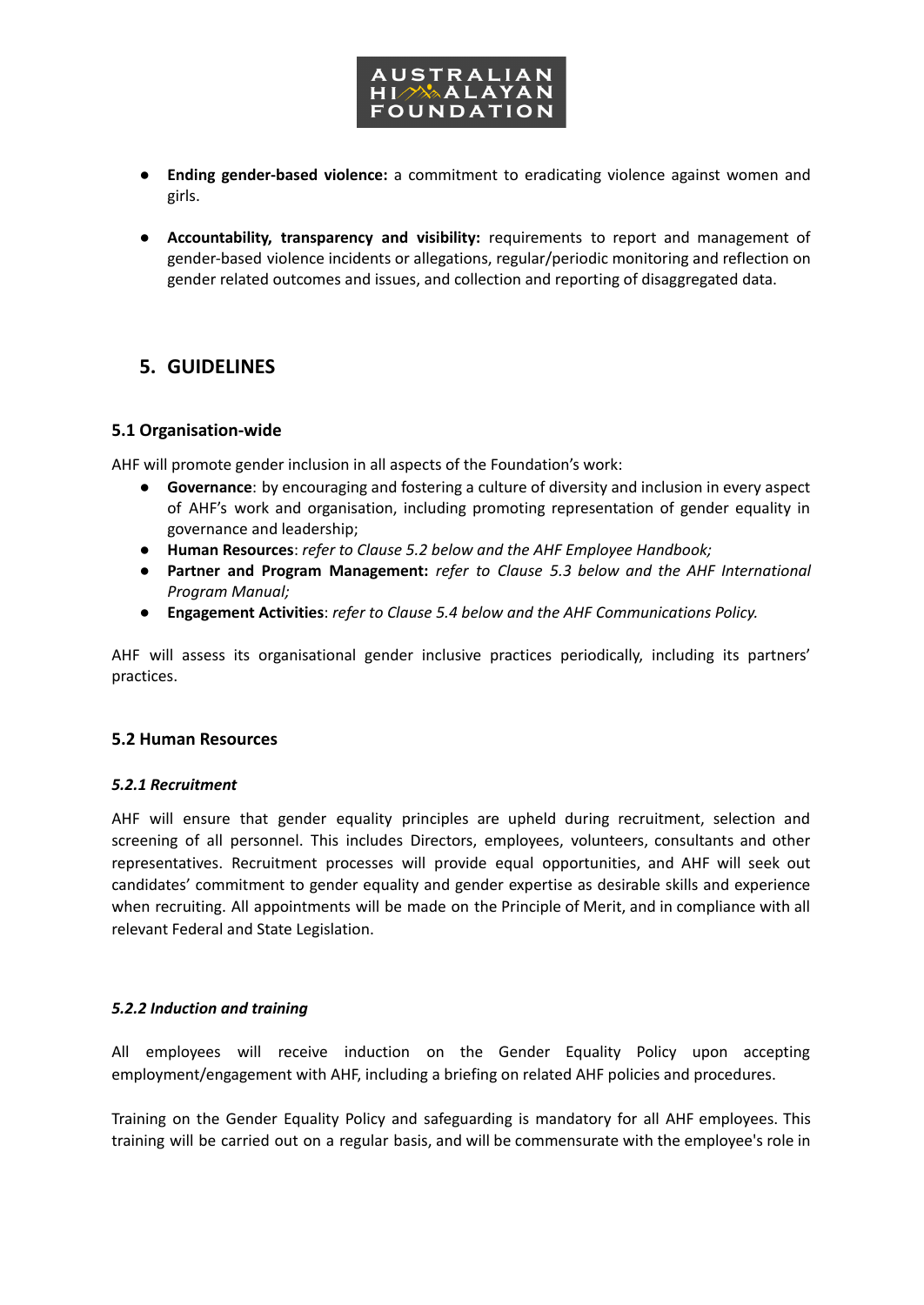- **Ending gender-based violence:** a commitment to eradicating violence against women and girls.

- **Accountability, transparency and visibility:** requirements to report and management of gender-based violence incidents or allegations, regular/periodic monitoring and reflection on gender related outcomes and issues, and collection and reporting of disaggregated data.

## 5. GUIDELINES

### 5.1 Organisation-wide

AHF will promote gender inclusion in all aspects of the Foundation's work:

- **Governance**: by encouraging and fostering a culture of diversity and inclusion in every aspect of AHF's work and organisation, including promoting representation of gender equality in governance and leadership;
- **Human Resources**: *refer to Clause 5.2 below and the AHF Employee Handbook;*
- **Partner and Program Management:** *refer to Clause 5.3 below and the AHF International Program Manual;*
- **Engagement Activities**: *refer to Clause 5.4 below and the AHF Communications Policy.*

AHF will assess its organisational gender inclusive practices periodically, including its partners' practices.

### 5.2 Human Resources

#### *5.2.1 Recruitment*

AHF will ensure that gender equality principles are upheld during recruitment, selection and screening of all personnel. This includes Directors, employees, volunteers, consultants and other representatives. Recruitment processes will provide equal opportunities, and AHF will seek out candidates' commitment to gender equality and gender expertise as desirable skills and experience when recruiting. All appointments will be made on the Principle of Merit, and in compliance with all relevant Federal and State Legislation.

#### *5.2.2 Induction and training*

All employees will receive induction on the Gender Equality Policy upon accepting employment/engagement with AHF, including a briefing on related AHF policies and procedures.

Training on the Gender Equality Policy and safeguarding is mandatory for all AHF employees. This training will be carried out on a regular basis, and will be commensurate with the employee's role in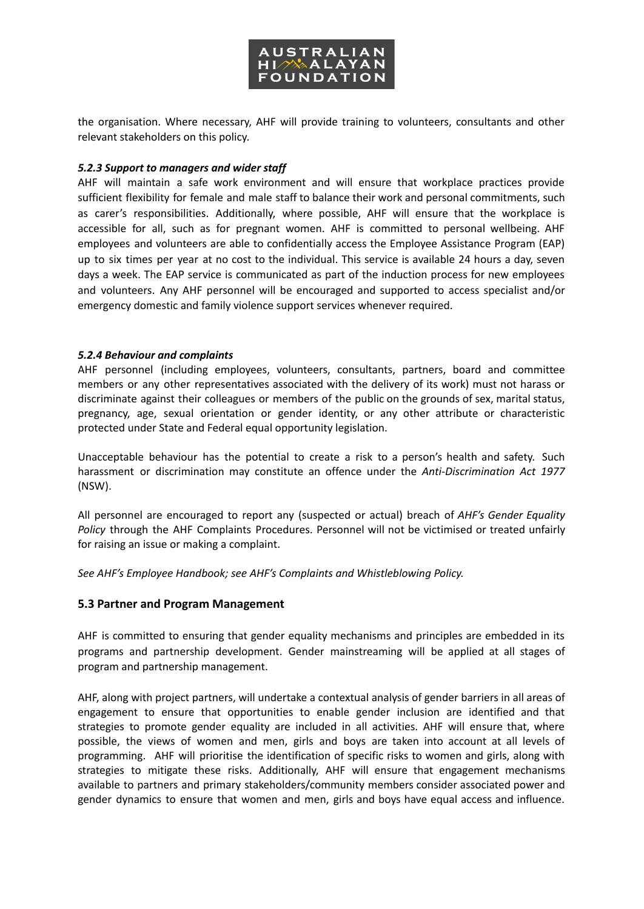the organisation. Where necessary, AHF will provide training to volunteers, consultants and other relevant stakeholders on this policy.

#### *5.2.3 Support to managers and wider staff*

AHF will maintain a safe work environment and will ensure that workplace practices provide sufficient flexibility for female and male staff to balance their work and personal commitments, such as carer's responsibilities. Additionally, where possible, AHF will ensure that the workplace is accessible for all, such as for pregnant women. AHF is committed to personal wellbeing. AHF employees and volunteers are able to confidentially access the Employee Assistance Program (EAP) up to six times per year at no cost to the individual. This service is available 24 hours a day, seven days a week. The EAP service is communicated as part of the induction process for new employees and volunteers. Any AHF personnel will be encouraged and supported to access specialist and/or emergency domestic and family violence support services whenever required.

#### *5.2.4 Behaviour and complaints*

AHF personnel (including employees, volunteers, consultants, partners, board and committee members or any other representatives associated with the delivery of its work) must not harass or discriminate against their colleagues or members of the public on the grounds of sex, marital status, pregnancy, age, sexual orientation or gender identity, or any other attribute or characteristic protected under State and Federal equal opportunity legislation.

Unacceptable behaviour has the potential to create a risk to a person's health and safety. Such harassment or discrimination may constitute an offence under the *Anti-Discrimination Act 1977* (NSW).

All personnel are encouraged to report any (suspected or actual) breach of *AHF's Gender Equality Policy* through the AHF Complaints Procedures. Personnel will not be victimised or treated unfairly for raising an issue or making a complaint.

*See AHF's Employee Handbook; see AHF's Complaints and Whistleblowing Policy.*

### 5.3 Partner and Program Management

AHF is committed to ensuring that gender equality mechanisms and principles are embedded in its programs and partnership development. Gender mainstreaming will be applied at all stages of program and partnership management.

AHF, along with project partners, will undertake a contextual analysis of gender barriers in all areas of engagement to ensure that opportunities to enable gender inclusion are identified and that strategies to promote gender equality are included in all activities. AHF will ensure that, where possible, the views of women and men, girls and boys are taken into account at all levels of programming. AHF will prioritise the identification of specific risks to women and girls, along with strategies to mitigate these risks. Additionally, AHF will ensure that engagement mechanisms available to partners and primary stakeholders/community members consider associated power and gender dynamics to ensure that women and men, girls and boys have equal access and influence.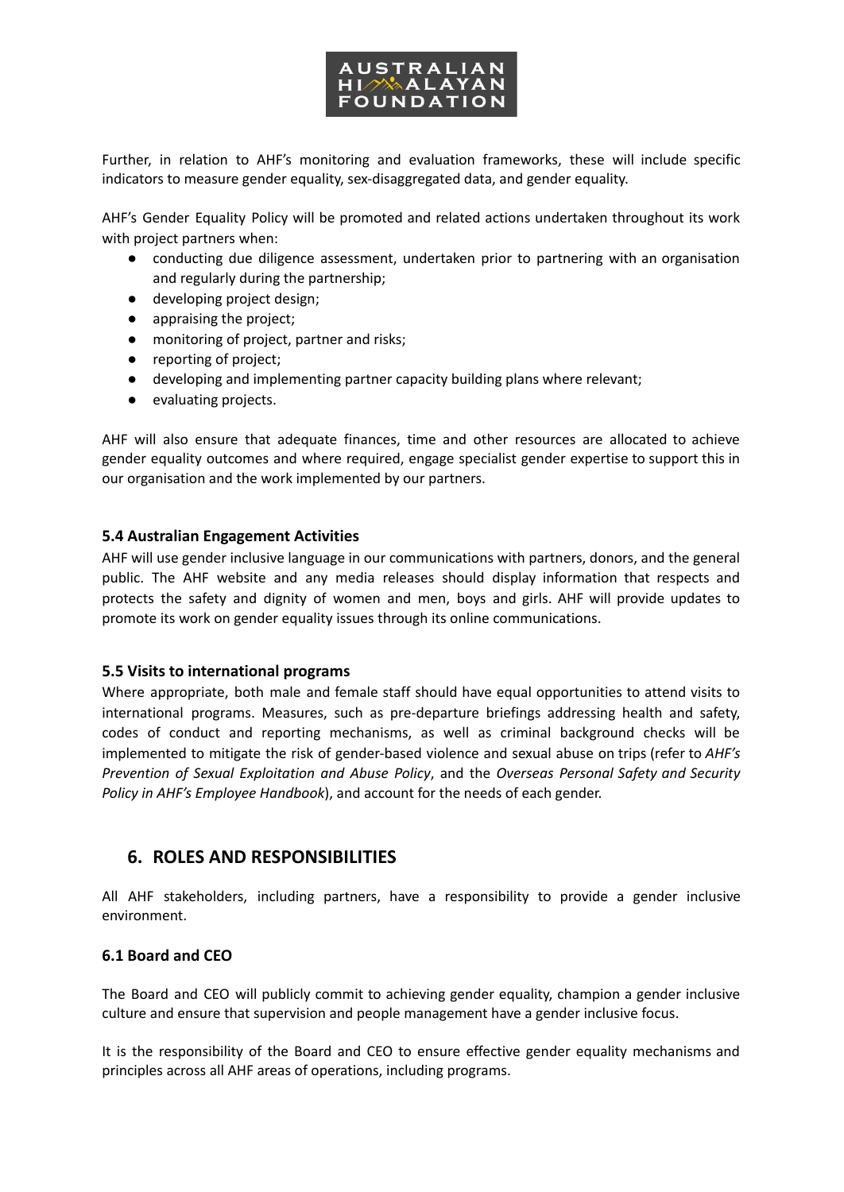Further, in relation to AHF's monitoring and evaluation frameworks, these will include specific indicators to measure gender equality, sex-disaggregated data, and gender equality.

AHF's Gender Equality Policy will be promoted and related actions undertaken throughout its work with project partners when:

- conducting due diligence assessment, undertaken prior to partnering with an organisation and regularly during the partnership;
- developing project design;
- appraising the project;
- monitoring of project, partner and risks;
- reporting of project;
- developing and implementing partner capacity building plans where relevant;
- evaluating projects.

AHF will also ensure that adequate finances, time and other resources are allocated to achieve gender equality outcomes and where required, engage specialist gender expertise to support this in our organisation and the work implemented by our partners.

### 5.4 Australian Engagement Activities

AHF will use gender inclusive language in our communications with partners, donors, and the general public. The AHF website and any media releases should display information that respects and protects the safety and dignity of women and men, boys and girls. AHF will provide updates to promote its work on gender equality issues through its online communications.

### 5.5 Visits to international programs

Where appropriate, both male and female staff should have equal opportunities to attend visits to international programs. Measures, such as pre-departure briefings addressing health and safety, codes of conduct and reporting mechanisms, as well as criminal background checks will be implemented to mitigate the risk of gender-based violence and sexual abuse on trips (refer to *AHF's Prevention of Sexual Exploitation and Abuse Policy*, and the *Overseas Personal Safety and Security Policy in AHF's Employee Handbook*), and account for the needs of each gender.

## 6. ROLES AND RESPONSIBILITIES

All AHF stakeholders, including partners, have a responsibility to provide a gender inclusive environment.

### 6.1 Board and CEO

The Board and CEO will publicly commit to achieving gender equality, champion a gender inclusive culture and ensure that supervision and people management have a gender inclusive focus.

It is the responsibility of the Board and CEO to ensure effective gender equality mechanisms and principles across all AHF areas of operations, including programs.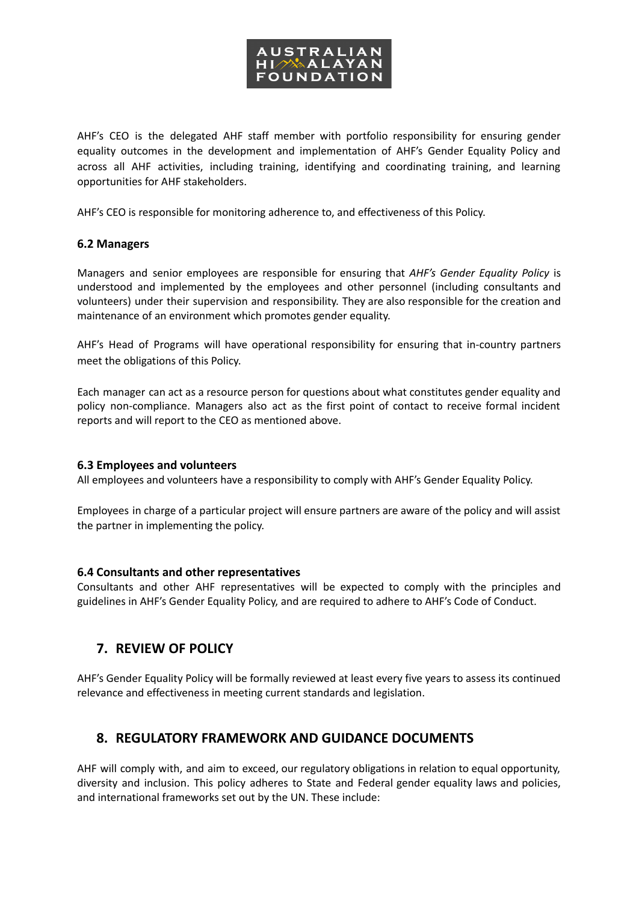AHF's CEO is the delegated AHF staff member with portfolio responsibility for ensuring gender equality outcomes in the development and implementation of AHF's Gender Equality Policy and across all AHF activities, including training, identifying and coordinating training, and learning opportunities for AHF stakeholders.

AHF's CEO is responsible for monitoring adherence to, and effectiveness of this Policy.

### 6.2 Managers

Managers and senior employees are responsible for ensuring that *AHF's Gender Equality Policy* is understood and implemented by the employees and other personnel (including consultants and volunteers) under their supervision and responsibility. They are also responsible for the creation and maintenance of an environment which promotes gender equality.

AHF's Head of Programs will have operational responsibility for ensuring that in-country partners meet the obligations of this Policy.

Each manager can act as a resource person for questions about what constitutes gender equality and policy non-compliance. Managers also act as the first point of contact to receive formal incident reports and will report to the CEO as mentioned above.

### 6.3 Employees and volunteers

All employees and volunteers have a responsibility to comply with AHF's Gender Equality Policy.

Employees in charge of a particular project will ensure partners are aware of the policy and will assist the partner in implementing the policy.

### 6.4 Consultants and other representatives

Consultants and other AHF representatives will be expected to comply with the principles and guidelines in AHF's Gender Equality Policy, and are required to adhere to AHF's Code of Conduct.

## 7. REVIEW OF POLICY

AHF's Gender Equality Policy will be formally reviewed at least every five years to assess its continued relevance and effectiveness in meeting current standards and legislation.

## 8. REGULATORY FRAMEWORK AND GUIDANCE DOCUMENTS

AHF will comply with, and aim to exceed, our regulatory obligations in relation to equal opportunity, diversity and inclusion. This policy adheres to State and Federal gender equality laws and policies, and international frameworks set out by the UN. These include: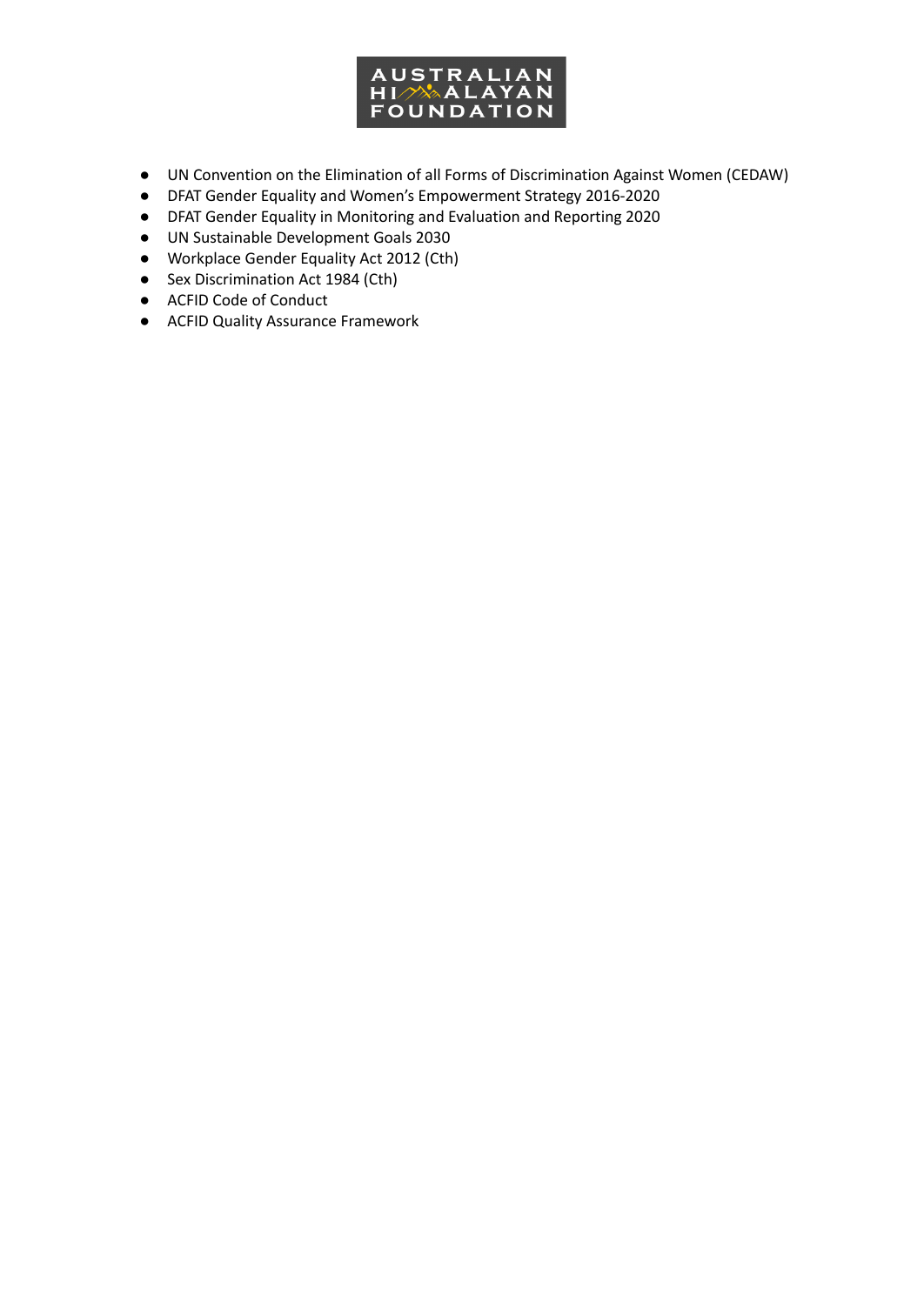- UN Convention on the Elimination of all Forms of Discrimination Against Women (CEDAW)
- DFAT Gender Equality and Women's Empowerment Strategy 2016-2020
- DFAT Gender Equality in Monitoring and Evaluation and Reporting 2020
- UN Sustainable Development Goals 2030
- Workplace Gender Equality Act 2012 (Cth)
- Sex Discrimination Act 1984 (Cth)
- ACFID Code of Conduct
- ACFID Quality Assurance Framework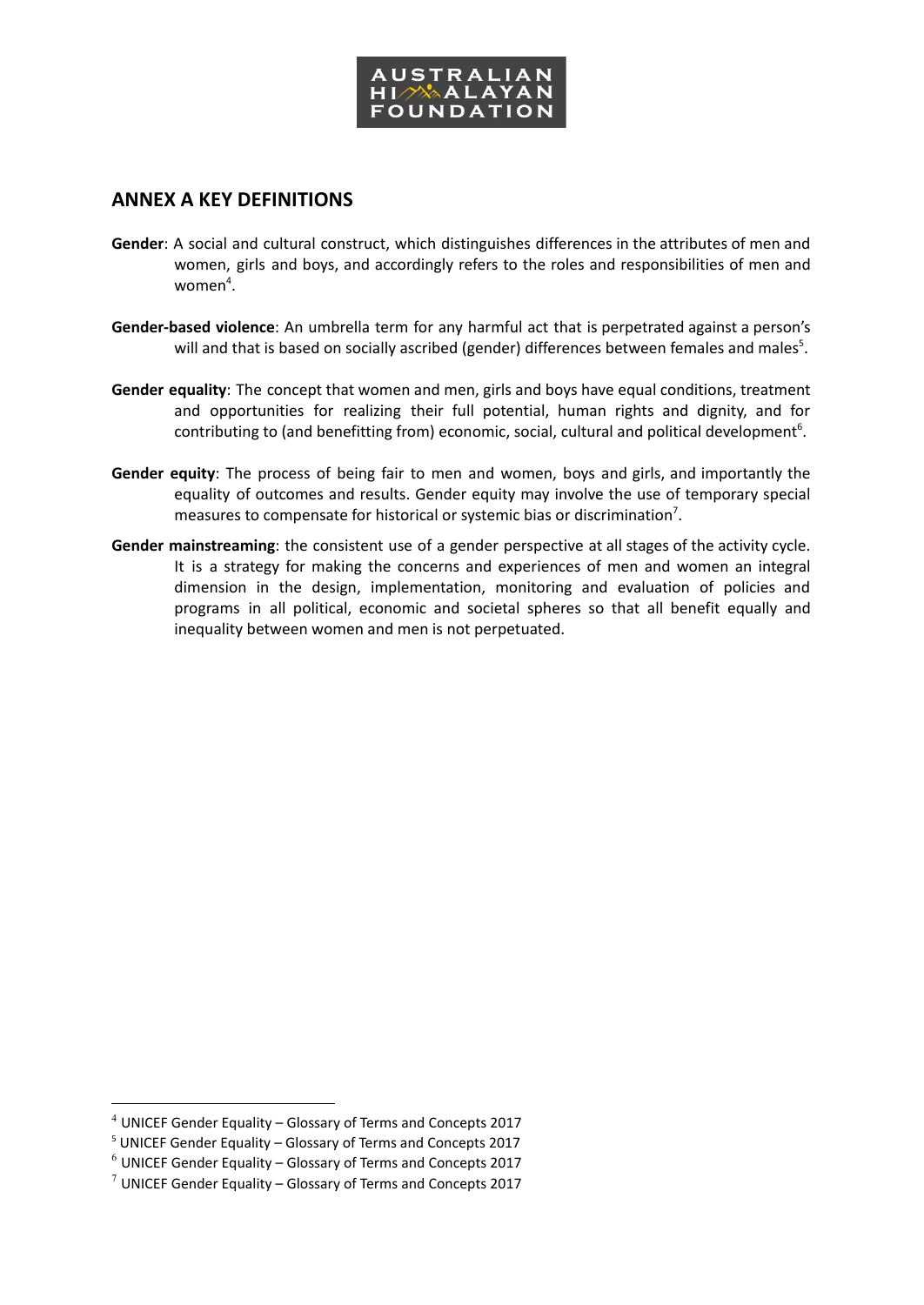## ANNEX A KEY DEFINITIONS

**Gender**: A social and cultural construct, which distinguishes differences in the attributes of men and women, girls and boys, and accordingly refers to the roles and responsibilities of men and women[4].

**Gender-based violence**: An umbrella term for any harmful act that is perpetrated against a person's will and that is based on socially ascribed (gender) differences between females and males[5].

**Gender equality**: The concept that women and men, girls and boys have equal conditions, treatment and opportunities for realizing their full potential, human rights and dignity, and for contributing to (and benefitting from) economic, social, cultural and political development[6].

**Gender equity**: The process of being fair to men and women, boys and girls, and importantly the equality of outcomes and results. Gender equity may involve the use of temporary special measures to compensate for historical or systemic bias or discrimination[7].

**Gender mainstreaming**: the consistent use of a gender perspective at all stages of the activity cycle. It is a strategy for making the concerns and experiences of men and women an integral dimension in the design, implementation, monitoring and evaluation of policies and programs in all political, economic and societal spheres so that all benefit equally and inequality between women and men is not perpetuated.

---

[4] UNICEF Gender Equality – Glossary of Terms and Concepts 2017

[5] UNICEF Gender Equality – Glossary of Terms and Concepts 2017

[6] UNICEF Gender Equality – Glossary of Terms and Concepts 2017

[7] UNICEF Gender Equality – Glossary of Terms and Concepts 2017